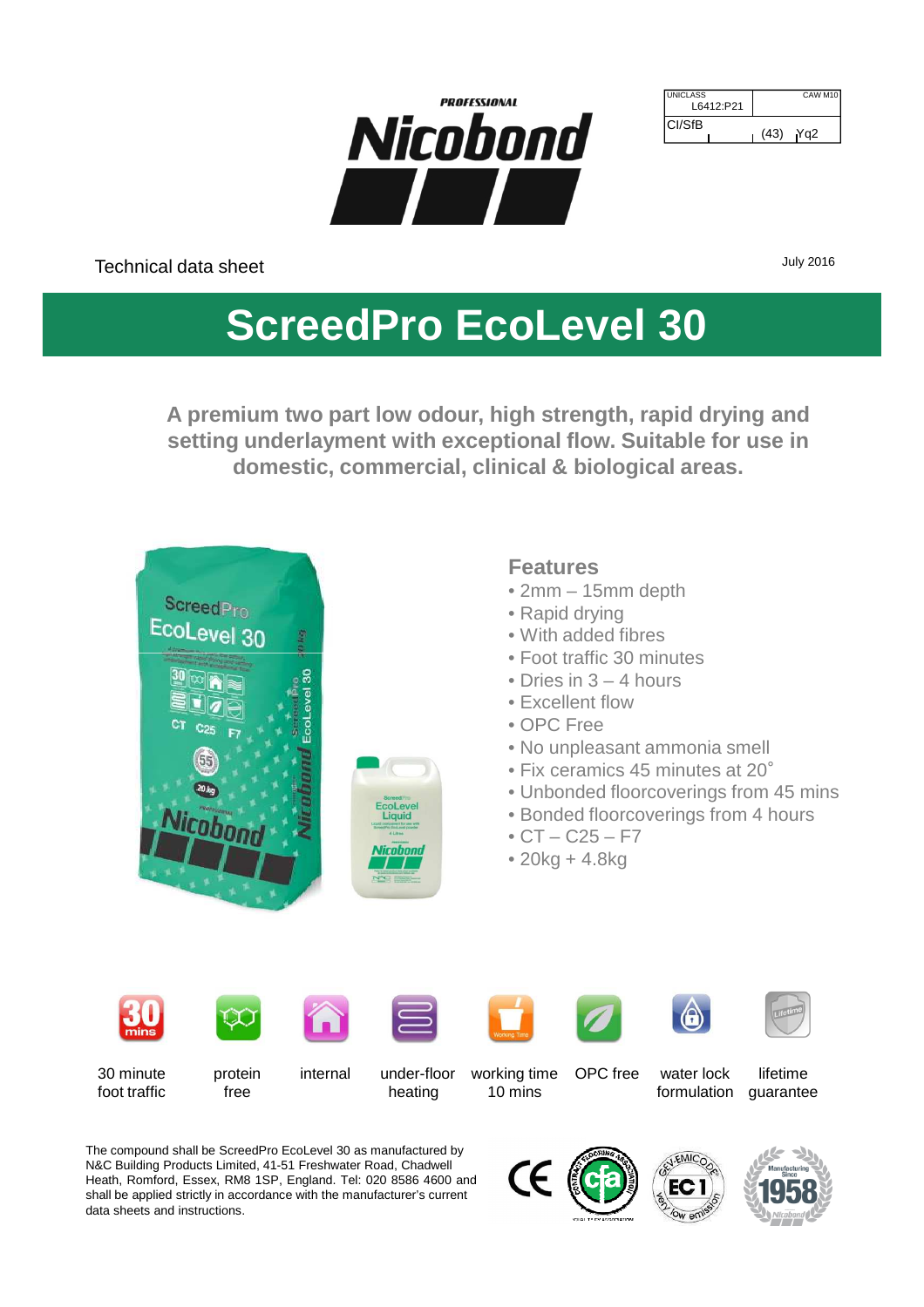PROFESSIONAL

Nicobond

| UNICLASS L6412:P21 | CAW M10 |
| --- | --- |
| CI/SfB | (43) Yq2 |

Technical data sheet

July 2016

# ScreedPro EcoLevel 30

**A premium two part low odour, high strength, rapid drying and setting underlayment with exceptional flow. Suitable for use in domestic, commercial, clinical & biological areas.**

## Features

- 2mm – 15mm depth
- Rapid drying
- With added fibres
- Foot traffic 30 minutes
- Dries in 3 – 4 hours
- Excellent flow
- OPC Free
- No unpleasant ammonia smell
- Fix ceramics 45 minutes at 20˚
- Unbonded floorcoverings from 45 mins
- Bonded floorcoverings from 4 hours
- CT – C25 – F7
- 20kg + 4.8kg

30 minute foot traffic | protein free | internal | under-floor heating | working time 10 mins | OPC free | water lock formulation | lifetime guarantee

The compound shall be ScreedPro EcoLevel 30 as manufactured by N&C Building Products Limited, 41-51 Freshwater Road, Chadwell Heath, Romford, Essex, RM8 1SP, England. Tel: 020 8586 4600 and shall be applied strictly in accordance with the manufacturer's current data sheets and instructions.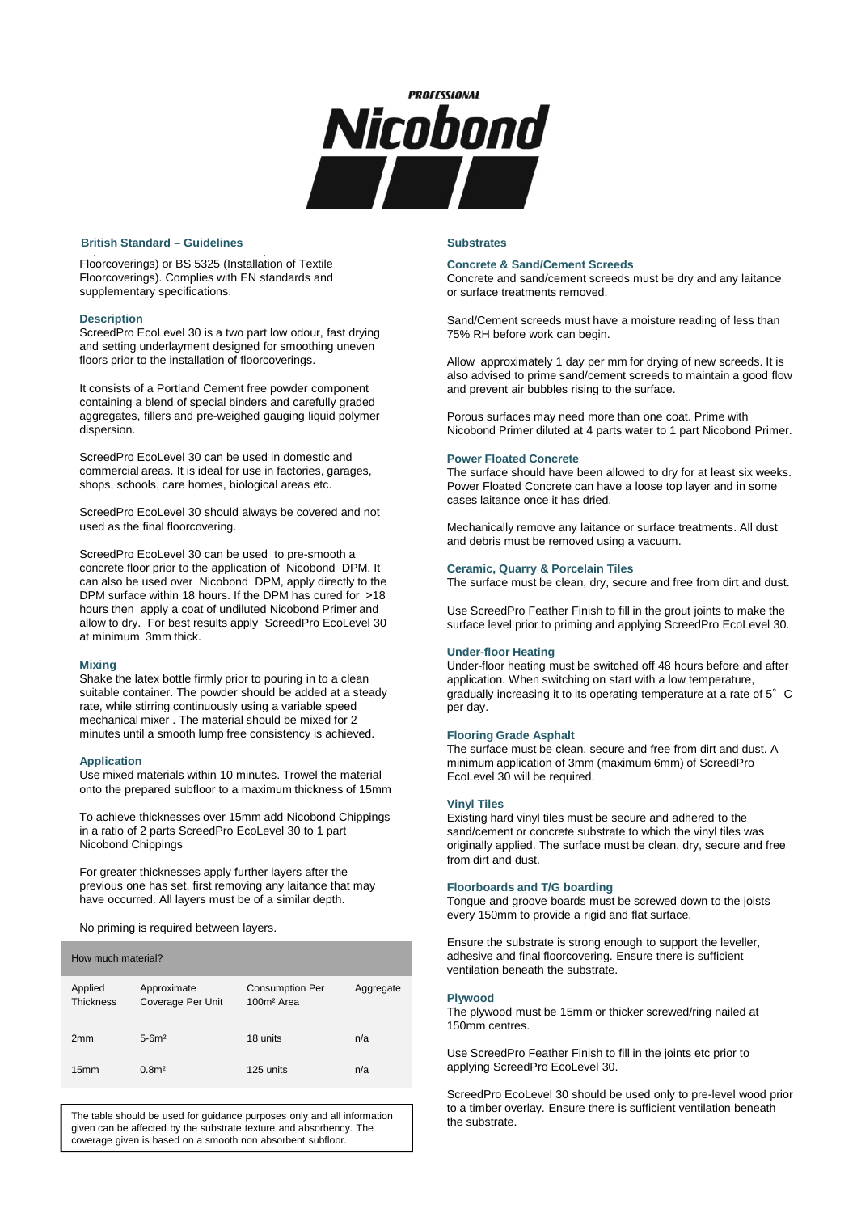## British Standard – Guidelines

Floorcoverings) or BS 5325 (Installation of Textile Floorcoverings). Complies with EN standards and supplementary specifications.

### Description

ScreedPro EcoLevel 30 is a two part low odour, fast drying and setting underlayment designed for smoothing uneven floors prior to the installation of floorcoverings.

It consists of a Portland Cement free powder component containing a blend of special binders and carefully graded aggregates, fillers and pre-weighed gauging liquid polymer dispersion.

ScreedPro EcoLevel 30 can be used in domestic and commercial areas. It is ideal for use in factories, garages, shops, schools, care homes, biological areas etc.

ScreedPro EcoLevel 30 should always be covered and not used as the final floorcovering.

ScreedPro EcoLevel 30 can be used to pre-smooth a concrete floor prior to the application of Nicobond DPM. It can also be used over Nicobond DPM, apply directly to the DPM surface within 18 hours. If the DPM has cured for >18 hours then apply a coat of undiluted Nicobond Primer and allow to dry. For best results apply ScreedPro EcoLevel 30 at minimum 3mm thick.

### Mixing

Shake the latex bottle firmly prior to pouring in to a clean suitable container. The powder should be added at a steady rate, while stirring continuously using a variable speed mechanical mixer . The material should be mixed for 2 minutes until a smooth lump free consistency is achieved.

### Application

Use mixed materials within 10 minutes. Trowel the material onto the prepared subfloor to a maximum thickness of 15mm

To achieve thicknesses over 15mm add Nicobond Chippings in a ratio of 2 parts ScreedPro EcoLevel 30 to 1 part Nicobond Chippings

For greater thicknesses apply further layers after the previous one has set, first removing any laitance that may have occurred. All layers must be of a similar depth.

No priming is required between layers.

**How much material?**

| Applied Thickness | Approximate Coverage Per Unit | Consumption Per 100m² Area | Aggregate |
|---|---|---|---|
| 2mm | 5-6m² | 18 units | n/a |
| 15mm | 0.8m² | 125 units | n/a |

The table should be used for guidance purposes only and all information given can be affected by the substrate texture and absorbency. The coverage given is based on a smooth non absorbent subfloor.

## Substrates

### Concrete & Sand/Cement Screeds

Concrete and sand/cement screeds must be dry and any laitance or surface treatments removed.

Sand/Cement screeds must have a moisture reading of less than 75% RH before work can begin.

Allow approximately 1 day per mm for drying of new screeds. It is also advised to prime sand/cement screeds to maintain a good flow and prevent air bubbles rising to the surface.

Porous surfaces may need more than one coat. Prime with Nicobond Primer diluted at 4 parts water to 1 part Nicobond Primer.

### Power Floated Concrete

The surface should have been allowed to dry for at least six weeks. Power Floated Concrete can have a loose top layer and in some cases laitance once it has dried.

Mechanically remove any laitance or surface treatments. All dust and debris must be removed using a vacuum.

### Ceramic, Quarry & Porcelain Tiles

The surface must be clean, dry, secure and free from dirt and dust.

Use ScreedPro Feather Finish to fill in the grout joints to make the surface level prior to priming and applying ScreedPro EcoLevel 30.

### Under-floor Heating

Under-floor heating must be switched off 48 hours before and after application. When switching on start with a low temperature, gradually increasing it to its operating temperature at a rate of 5˚C per day.

### Flooring Grade Asphalt

The surface must be clean, secure and free from dirt and dust. A minimum application of 3mm (maximum 6mm) of ScreedPro EcoLevel 30 will be required.

### Vinyl Tiles

Existing hard vinyl tiles must be secure and adhered to the sand/cement or concrete substrate to which the vinyl tiles was originally applied. The surface must be clean, dry, secure and free from dirt and dust.

### Floorboards and T/G boarding

Tongue and groove boards must be screwed down to the joists every 150mm to provide a rigid and flat surface.

Ensure the substrate is strong enough to support the leveller, adhesive and final floorcovering. Ensure there is sufficient ventilation beneath the substrate.

### Plywood

The plywood must be 15mm or thicker screwed/ring nailed at 150mm centres.

Use ScreedPro Feather Finish to fill in the joints etc prior to applying ScreedPro EcoLevel 30.

ScreedPro EcoLevel 30 should be used only to pre-level wood prior to a timber overlay. Ensure there is sufficient ventilation beneath the substrate.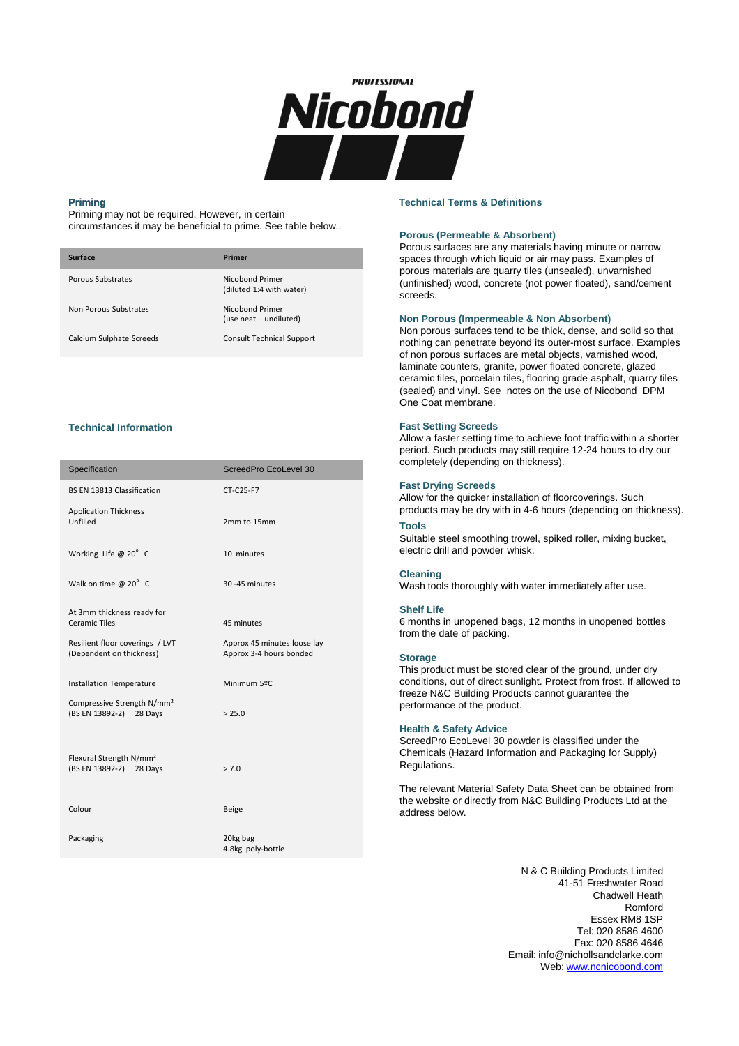PROFESSIONAL

Nicobond

## Priming

Priming may not be required. However, in certain circumstances it may be beneficial to prime. See table below..

| Surface | Primer |
| --- | --- |
| Porous Substrates | Nicobond Primer (diluted 1:4 with water) |
| Non Porous Substrates | Nicobond Primer (use neat – undiluted) |
| Calcium Sulphate Screeds | Consult Technical Support |

## Technical Information

| Specification | ScreedPro EcoLevel 30 |
| --- | --- |
| BS EN 13813 Classification | CT-C25-F7 |
| Application Thickness Unfilled | 2mm to 15mm |
| Working Life @ 20° C | 10 minutes |
| Walk on time @ 20° C | 30 -45 minutes |
| At 3mm thickness ready for Ceramic Tiles | 45 minutes |
| Resilient floor coverings / LVT (Dependent on thickness) | Approx 45 minutes loose lay<br>Approx 3-4 hours bonded |
| Installation Temperature | Minimum 5ºC |
| Compressive Strength N/mm² (BS EN 13892-2) 28 Days | > 25.0 |
| Flexural Strength N/mm² (BS EN 13892-2) 28 Days | > 7.0 |
| Colour | Beige |
| Packaging | 20kg bag<br>4.8kg poly-bottle |

## Technical Terms & Definitions

### Porous (Permeable & Absorbent)

Porous surfaces are any materials having minute or narrow spaces through which liquid or air may pass. Examples of porous materials are quarry tiles (unsealed), unvarnished (unfinished) wood, concrete (not power floated), sand/cement screeds.

### Non Porous (Impermeable & Non Absorbent)

Non porous surfaces tend to be thick, dense, and solid so that nothing can penetrate beyond its outer-most surface. Examples of non porous surfaces are metal objects, varnished wood, laminate counters, granite, power floated concrete, glazed ceramic tiles, porcelain tiles, flooring grade asphalt, quarry tiles (sealed) and vinyl. See notes on the use of Nicobond DPM One Coat membrane.

### Fast Setting Screeds

Allow a faster setting time to achieve foot traffic within a shorter period. Such products may still require 12-24 hours to dry our completely (depending on thickness).

### Fast Drying Screeds

Allow for the quicker installation of floorcoverings. Such products may be dry with in 4-6 hours (depending on thickness).

### Tools

Suitable steel smoothing trowel, spiked roller, mixing bucket, electric drill and powder whisk.

### Cleaning

Wash tools thoroughly with water immediately after use.

### Shelf Life

6 months in unopened bags, 12 months in unopened bottles from the date of packing.

### Storage

This product must be stored clear of the ground, under dry conditions, out of direct sunlight. Protect from frost. If allowed to freeze N&C Building Products cannot guarantee the performance of the product.

### Health & Safety Advice

ScreedPro EcoLevel 30 powder is classified under the Chemicals (Hazard Information and Packaging for Supply) Regulations.

The relevant Material Safety Data Sheet can be obtained from the website or directly from N&C Building Products Ltd at the address below.

N & C Building Products Limited
41-51 Freshwater Road
Chadwell Heath
Romford
Essex RM8 1SP
Tel: 020 8586 4600
Fax: 020 8586 4646
Email: info@nichollsandclarke.com
Web: www.ncnicobond.com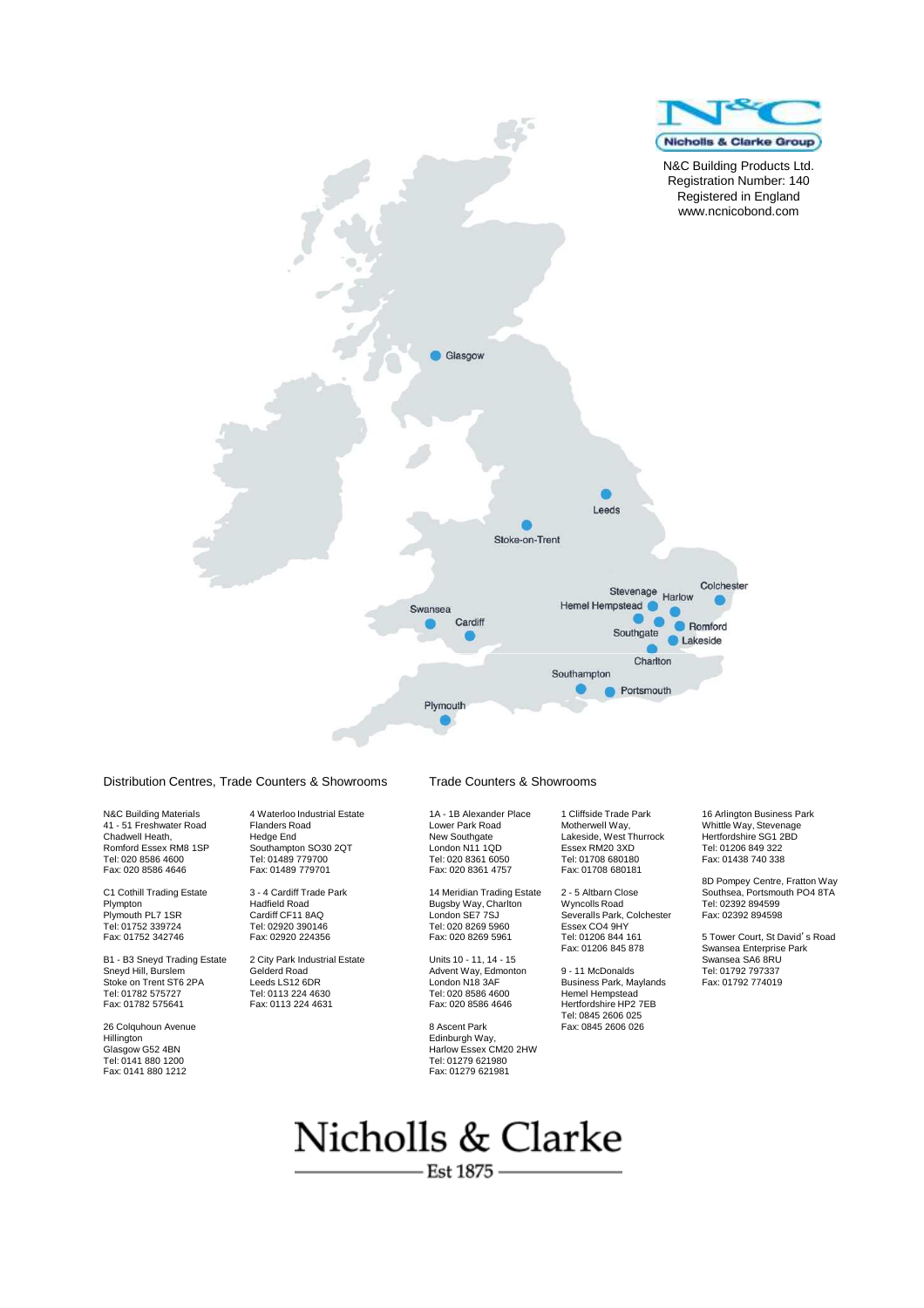N&C Building Products Ltd.
Registration Number: 140
Registered in England
www.ncnicobond.com

Glasgow
Leeds
Stoke-on-Trent
Stevenage
Colchester
Harlow
Hemel Hempstead
Swansea
Cardiff
Romford
Southgate
Lakeside
Charlton
Southampton
Portsmouth
Plymouth

## Distribution Centres, Trade Counters & Showrooms

N&C Building Materials
41 - 51 Freshwater Road
Chadwell Heath,
Romford Essex RM8 1SP
Tel: 020 8586 4600
Fax: 020 8586 4646

C1 Cothill Trading Estate
Plympton
Plymouth PL7 1SR
Tel: 01752 339724
Fax: 01752 342746

B1 - B3 Sneyd Trading Estate
Sneyd Hill, Burslem
Stoke on Trent ST6 2PA
Tel: 01782 575727
Fax: 01782 575641

26 Colquhoun Avenue
Hillington
Glasgow G52 4BN
Tel: 0141 880 1200
Fax: 0141 880 1212

4 Waterloo Industrial Estate
Flanders Road
Hedge End
Southampton SO30 2QT
Tel: 01489 779700
Fax: 01489 779701

3 - 4 Cardiff Trade Park
Hadfield Road
Cardiff CF11 8AQ
Tel: 02920 390146
Fax: 02920 224356

2 City Park Industrial Estate
Gelderd Road
Leeds LS12 6DR
Tel: 0113 224 4630
Fax: 0113 224 4631

## Trade Counters & Showrooms

1A - 1B Alexander Place
Lower Park Road
New Southgate
London N11 1QD
Tel: 020 8361 6050
Fax: 020 8361 4757

14 Meridian Trading Estate
Bugsby Way, Charlton
London SE7 7SJ
Tel: 020 8269 5960
Fax: 020 8269 5961

Units 10 - 11, 14 - 15
Advent Way, Edmonton
London N18 3AF
Tel: 020 8586 4600
Fax: 020 8586 4646

8 Ascent Park
Edinburgh Way,
Harlow Essex CM20 2HW
Tel: 01279 621980
Fax: 01279 621981

1 Cliffside Trade Park
Motherwell Way,
Lakeside, West Thurrock
Essex RM20 3XD
Tel: 01708 680180
Fax: 01708 680181

2 - 5 Altbarn Close
Wyncolls Road
Severalls Park, Colchester
Essex CO4 9HY
Tel: 01206 844 161
Fax: 01206 845 878

9 - 11 McDonalds
Business Park, Maylands
Hemel Hempstead
Hertfordshire HP2 7EB
Tel: 0845 2606 025
Fax: 0845 2606 026

16 Arlington Business Park
Whittle Way, Stevenage
Hertfordshire SG1 2BD
Tel: 01206 849 322
Fax: 01438 740 338

8D Pompey Centre, Fratton Way
Southsea, Portsmouth PO4 8TA
Tel: 02392 894599
Fax: 02392 894598

5 Tower Court, St David's Road
Swansea Enterprise Park
Swansea SA6 8RU
Tel: 01792 797337
Fax: 01792 774019

Nicholls & Clarke
Est 1875